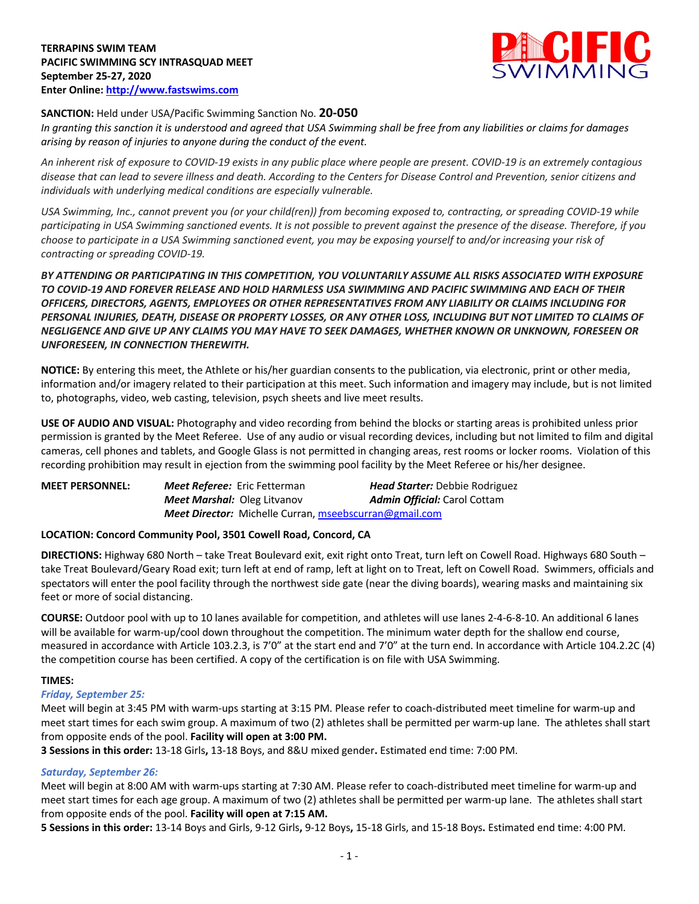**TERRAPINS SWIM TEAM**
**PACIFIC SWIMMING SCY INTRASQUAD MEET**
**September 25-27, 2020**
**Enter Online: http://www.fastswims.com**

**SANCTION:** Held under USA/Pacific Swimming Sanction No. **20-050**

*In granting this sanction it is understood and agreed that USA Swimming shall be free from any liabilities or claims for damages arising by reason of injuries to anyone during the conduct of the event.*

*An inherent risk of exposure to COVID-19 exists in any public place where people are present. COVID-19 is an extremely contagious disease that can lead to severe illness and death. According to the Centers for Disease Control and Prevention, senior citizens and individuals with underlying medical conditions are especially vulnerable.*

*USA Swimming, Inc., cannot prevent you (or your child(ren)) from becoming exposed to, contracting, or spreading COVID-19 while participating in USA Swimming sanctioned events. It is not possible to prevent against the presence of the disease. Therefore, if you choose to participate in a USA Swimming sanctioned event, you may be exposing yourself to and/or increasing your risk of contracting or spreading COVID-19.*

***BY ATTENDING OR PARTICIPATING IN THIS COMPETITION, YOU VOLUNTARILY ASSUME ALL RISKS ASSOCIATED WITH EXPOSURE TO COVID-19 AND FOREVER RELEASE AND HOLD HARMLESS USA SWIMMING AND PACIFIC SWIMMING AND EACH OF THEIR OFFICERS, DIRECTORS, AGENTS, EMPLOYEES OR OTHER REPRESENTATIVES FROM ANY LIABILITY OR CLAIMS INCLUDING FOR PERSONAL INJURIES, DEATH, DISEASE OR PROPERTY LOSSES, OR ANY OTHER LOSS, INCLUDING BUT NOT LIMITED TO CLAIMS OF NEGLIGENCE AND GIVE UP ANY CLAIMS YOU MAY HAVE TO SEEK DAMAGES, WHETHER KNOWN OR UNKNOWN, FORESEEN OR UNFORESEEN, IN CONNECTION THEREWITH.***

**NOTICE:** By entering this meet, the Athlete or his/her guardian consents to the publication, via electronic, print or other media, information and/or imagery related to their participation at this meet. Such information and imagery may include, but is not limited to, photographs, video, web casting, television, psych sheets and live meet results.

**USE OF AUDIO AND VISUAL:** Photography and video recording from behind the blocks or starting areas is prohibited unless prior permission is granted by the Meet Referee. Use of any audio or visual recording devices, including but not limited to film and digital cameras, cell phones and tablets, and Google Glass is not permitted in changing areas, rest rooms or locker rooms. Violation of this recording prohibition may result in ejection from the swimming pool facility by the Meet Referee or his/her designee.

**MEET PERSONNEL:**
***Meet Referee:*** Eric Fetterman
***Head Starter:*** Debbie Rodriguez
***Meet Marshal:*** Oleg Litvanov
***Admin Official:*** Carol Cottam
***Meet Director:*** Michelle Curran, mseebscurran@gmail.com

**LOCATION: Concord Community Pool, 3501 Cowell Road, Concord, CA**

**DIRECTIONS:** Highway 680 North – take Treat Boulevard exit, exit right onto Treat, turn left on Cowell Road. Highways 680 South – take Treat Boulevard/Geary Road exit; turn left at end of ramp, left at light on to Treat, left on Cowell Road. Swimmers, officials and spectators will enter the pool facility through the northwest side gate (near the diving boards), wearing masks and maintaining six feet or more of social distancing.

**COURSE:** Outdoor pool with up to 10 lanes available for competition, and athletes will use lanes 2-4-6-8-10. An additional 6 lanes will be available for warm-up/cool down throughout the competition. The minimum water depth for the shallow end course, measured in accordance with Article 103.2.3, is 7'0" at the start end and 7'0" at the turn end. In accordance with Article 104.2.2C (4) the competition course has been certified. A copy of the certification is on file with USA Swimming.

**TIMES:**

*Friday, September 25:*

Meet will begin at 3:45 PM with warm-ups starting at 3:15 PM. Please refer to coach-distributed meet timeline for warm-up and meet start times for each swim group. A maximum of two (2) athletes shall be permitted per warm-up lane. The athletes shall start from opposite ends of the pool. **Facility will open at 3:00 PM.**

**3 Sessions in this order:** 13-18 Girls**,** 13-18 Boys, and 8&U mixed gender**.** Estimated end time: 7:00 PM.

*Saturday, September 26:*

Meet will begin at 8:00 AM with warm-ups starting at 7:30 AM. Please refer to coach-distributed meet timeline for warm-up and meet start times for each age group. A maximum of two (2) athletes shall be permitted per warm-up lane. The athletes shall start from opposite ends of the pool. **Facility will open at 7:15 AM.**

**5 Sessions in this order:** 13-14 Boys and Girls, 9-12 Girls**,** 9-12 Boys**,** 15-18 Girls, and 15-18 Boys**.** Estimated end time: 4:00 PM.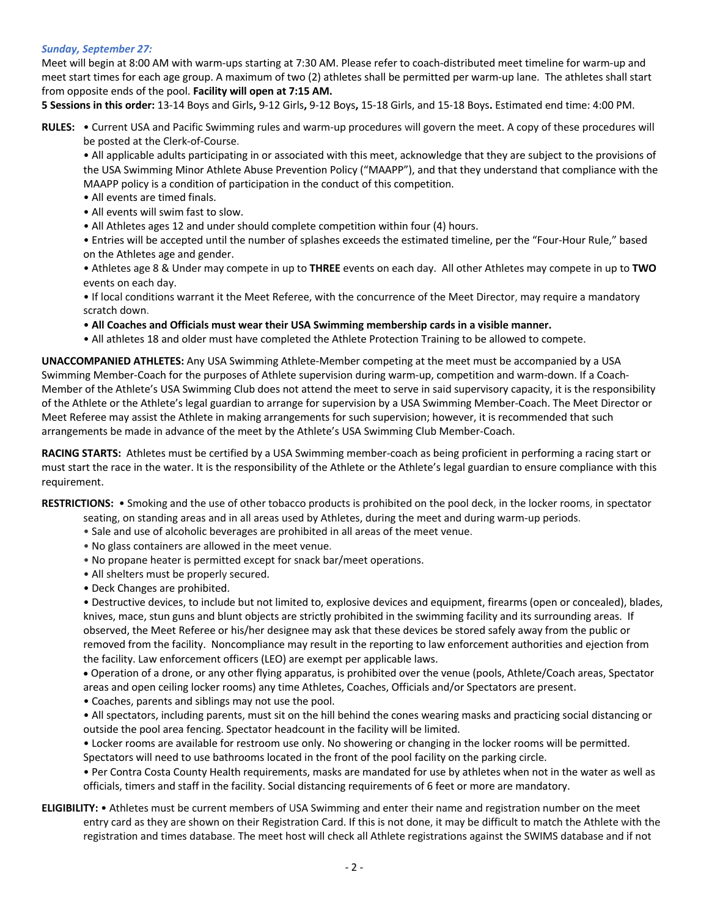*Sunday, September 27:*

Meet will begin at 8:00 AM with warm-ups starting at 7:30 AM. Please refer to coach-distributed meet timeline for warm-up and meet start times for each age group. A maximum of two (2) athletes shall be permitted per warm-up lane. The athletes shall start from opposite ends of the pool. **Facility will open at 7:15 AM.**

**5 Sessions in this order:** 13-14 Boys and Girls**,** 9-12 Girls**,** 9-12 Boys**,** 15-18 Girls, and 15-18 Boys**.** Estimated end time: 4:00 PM.

**RULES:** • Current USA and Pacific Swimming rules and warm-up procedures will govern the meet. A copy of these procedures will be posted at the Clerk-of-Course.

• All applicable adults participating in or associated with this meet, acknowledge that they are subject to the provisions of the USA Swimming Minor Athlete Abuse Prevention Policy ("MAAPP"), and that they understand that compliance with the MAAPP policy is a condition of participation in the conduct of this competition.

• All events are timed finals.

• All events will swim fast to slow.

• All Athletes ages 12 and under should complete competition within four (4) hours.

• Entries will be accepted until the number of splashes exceeds the estimated timeline, per the "Four-Hour Rule," based on the Athletes age and gender.

• Athletes age 8 & Under may compete in up to **THREE** events on each day. All other Athletes may compete in up to **TWO** events on each day.

• If local conditions warrant it the Meet Referee, with the concurrence of the Meet Director, may require a mandatory scratch down.

• **All Coaches and Officials must wear their USA Swimming membership cards in a visible manner.**

• All athletes 18 and older must have completed the Athlete Protection Training to be allowed to compete.

**UNACCOMPANIED ATHLETES:** Any USA Swimming Athlete-Member competing at the meet must be accompanied by a USA Swimming Member-Coach for the purposes of Athlete supervision during warm-up, competition and warm-down. If a Coach-Member of the Athlete's USA Swimming Club does not attend the meet to serve in said supervisory capacity, it is the responsibility of the Athlete or the Athlete's legal guardian to arrange for supervision by a USA Swimming Member-Coach. The Meet Director or Meet Referee may assist the Athlete in making arrangements for such supervision; however, it is recommended that such arrangements be made in advance of the meet by the Athlete's USA Swimming Club Member-Coach.

**RACING STARTS:** Athletes must be certified by a USA Swimming member-coach as being proficient in performing a racing start or must start the race in the water. It is the responsibility of the Athlete or the Athlete's legal guardian to ensure compliance with this requirement.

**RESTRICTIONS:** • Smoking and the use of other tobacco products is prohibited on the pool deck, in the locker rooms, in spectator seating, on standing areas and in all areas used by Athletes, during the meet and during warm-up periods.

• Sale and use of alcoholic beverages are prohibited in all areas of the meet venue.

• No glass containers are allowed in the meet venue.

• No propane heater is permitted except for snack bar/meet operations.

• All shelters must be properly secured.

• Deck Changes are prohibited.

• Destructive devices, to include but not limited to, explosive devices and equipment, firearms (open or concealed), blades, knives, mace, stun guns and blunt objects are strictly prohibited in the swimming facility and its surrounding areas. If observed, the Meet Referee or his/her designee may ask that these devices be stored safely away from the public or removed from the facility. Noncompliance may result in the reporting to law enforcement authorities and ejection from the facility. Law enforcement officers (LEO) are exempt per applicable laws.

• Operation of a drone, or any other flying apparatus, is prohibited over the venue (pools, Athlete/Coach areas, Spectator areas and open ceiling locker rooms) any time Athletes, Coaches, Officials and/or Spectators are present.

• Coaches, parents and siblings may not use the pool.

• All spectators, including parents, must sit on the hill behind the cones wearing masks and practicing social distancing or outside the pool area fencing. Spectator headcount in the facility will be limited.

• Locker rooms are available for restroom use only. No showering or changing in the locker rooms will be permitted. Spectators will need to use bathrooms located in the front of the pool facility on the parking circle.

• Per Contra Costa County Health requirements, masks are mandated for use by athletes when not in the water as well as officials, timers and staff in the facility. Social distancing requirements of 6 feet or more are mandatory.

**ELIGIBILITY:** • Athletes must be current members of USA Swimming and enter their name and registration number on the meet entry card as they are shown on their Registration Card. If this is not done, it may be difficult to match the Athlete with the registration and times database. The meet host will check all Athlete registrations against the SWIMS database and if not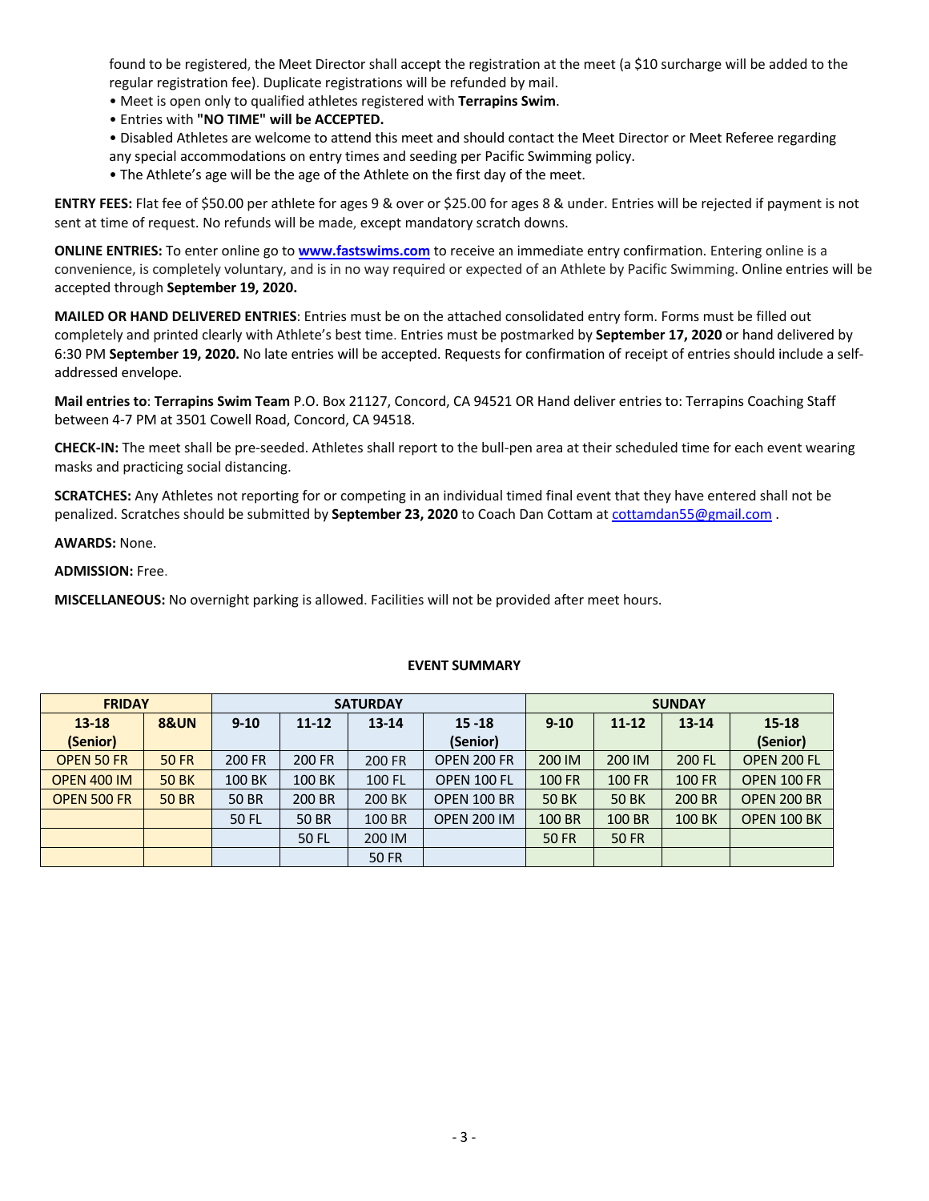found to be registered, the Meet Director shall accept the registration at the meet (a $10 surcharge will be added to the regular registration fee). Duplicate registrations will be refunded by mail.

- Meet is open only to qualified athletes registered with **Terrapins Swim**.
- Entries with **"NO TIME" will be ACCEPTED.**
- Disabled Athletes are welcome to attend this meet and should contact the Meet Director or Meet Referee regarding any special accommodations on entry times and seeding per Pacific Swimming policy.
- The Athlete's age will be the age of the Athlete on the first day of the meet.

**ENTRY FEES:** Flat fee of $50.00 per athlete for ages 9 & over or $25.00 for ages 8 & under. Entries will be rejected if payment is not sent at time of request. No refunds will be made, except mandatory scratch downs.

**ONLINE ENTRIES:** To enter online go to **www.fastswims.com** to receive an immediate entry confirmation. Entering online is a convenience, is completely voluntary, and is in no way required or expected of an Athlete by Pacific Swimming. Online entries will be accepted through **September 19, 2020.**

**MAILED OR HAND DELIVERED ENTRIES**: Entries must be on the attached consolidated entry form. Forms must be filled out completely and printed clearly with Athlete's best time. Entries must be postmarked by **September 17, 2020** or hand delivered by 6:30 PM **September 19, 2020.** No late entries will be accepted. Requests for confirmation of receipt of entries should include a self-addressed envelope.

**Mail entries to**: **Terrapins Swim Team** P.O. Box 21127, Concord, CA 94521 OR Hand deliver entries to: Terrapins Coaching Staff between 4-7 PM at 3501 Cowell Road, Concord, CA 94518.

**CHECK-IN:** The meet shall be pre-seeded. Athletes shall report to the bull-pen area at their scheduled time for each event wearing masks and practicing social distancing.

**SCRATCHES:** Any Athletes not reporting for or competing in an individual timed final event that they have entered shall not be penalized. Scratches should be submitted by **September 23, 2020** to Coach Dan Cottam at cottamdan55@gmail.com .

**AWARDS:** None.

**ADMISSION:** Free.

**MISCELLANEOUS:** No overnight parking is allowed. Facilities will not be provided after meet hours.

**EVENT SUMMARY**

| FRIDAY | | SATURDAY | | | | SUNDAY | | | |
|---|---|---|---|---|---|---|---|---|---|
| 13-18 (Senior) | 8&UN | 9-10 | 11-12 | 13-14 | 15 -18 (Senior) | 9-10 | 11-12 | 13-14 | 15-18 (Senior) |
| OPEN 50 FR | 50 FR | 200 FR | 200 FR | 200 FR | OPEN 200 FR | 200 IM | 200 IM | 200 FL | OPEN 200 FL |
| OPEN 400 IM | 50 BK | 100 BK | 100 BK | 100 FL | OPEN 100 FL | 100 FR | 100 FR | 100 FR | OPEN 100 FR |
| OPEN 500 FR | 50 BR | 50 BR | 200 BR | 200 BK | OPEN 100 BR | 50 BK | 50 BK | 200 BR | OPEN 200 BR |
| | | 50 FL | 50 BR | 100 BR | OPEN 200 IM | 100 BR | 100 BR | 100 BK | OPEN 100 BK |
| | | | 50 FL | 200 IM | | 50 FR | 50 FR | | |
| | | | | 50 FR | | | | | |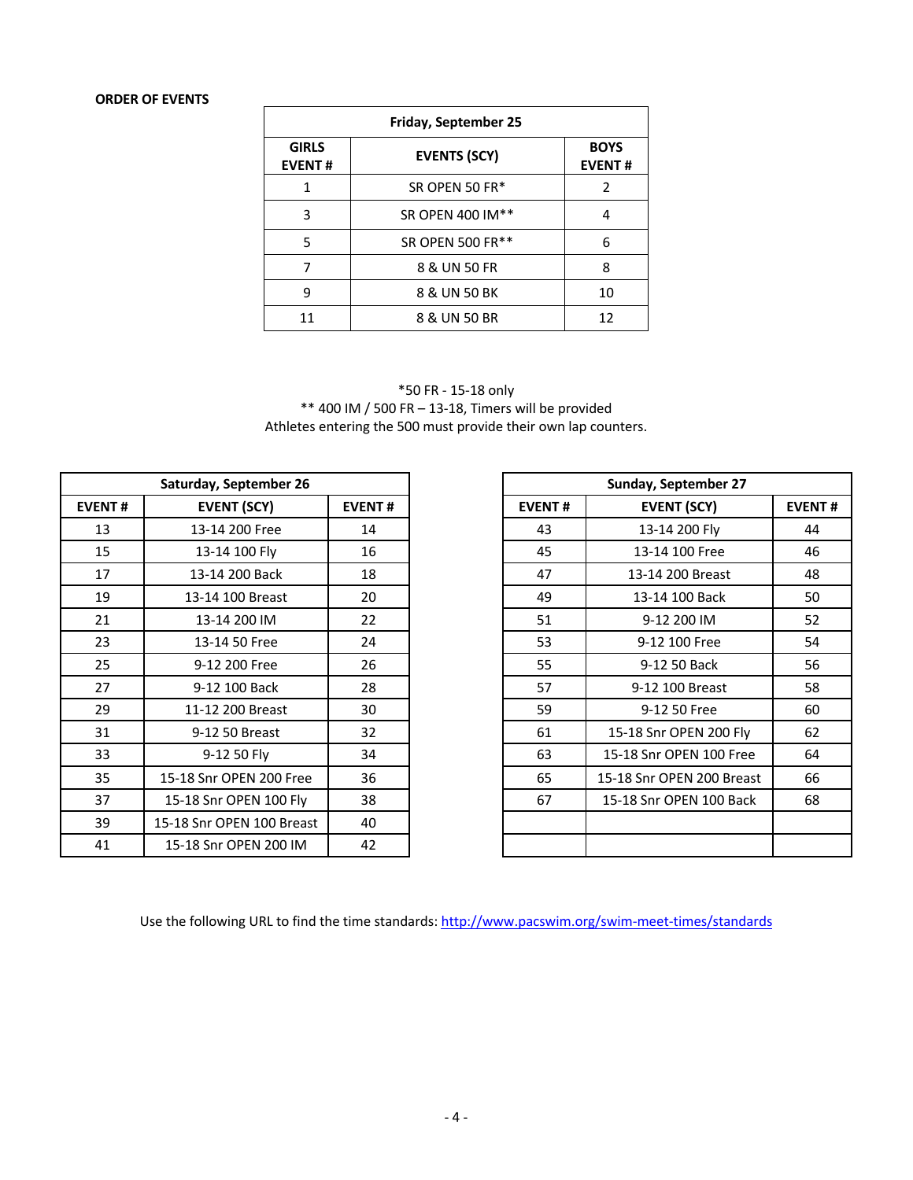**ORDER OF EVENTS**

| Friday, September 25 | | |
|---|---|---|
| **GIRLS EVENT #** | **EVENTS (SCY)** | **BOYS EVENT #** |
| 1 | SR OPEN 50 FR* | 2 |
| 3 | SR OPEN 400 IM** | 4 |
| 5 | SR OPEN 500 FR** | 6 |
| 7 | 8 & UN 50 FR | 8 |
| 9 | 8 & UN 50 BK | 10 |
| 11 | 8 & UN 50 BR | 12 |

*50 FR - 15-18 only
** 400 IM / 500 FR – 13-18, Timers will be provided
Athletes entering the 500 must provide their own lap counters.

| Saturday, September 26 | | |
|---|---|---|
| **EVENT #** | **EVENT (SCY)** | **EVENT #** |
| 13 | 13-14 200 Free | 14 |
| 15 | 13-14 100 Fly | 16 |
| 17 | 13-14 200 Back | 18 |
| 19 | 13-14 100 Breast | 20 |
| 21 | 13-14 200 IM | 22 |
| 23 | 13-14 50 Free | 24 |
| 25 | 9-12 200 Free | 26 |
| 27 | 9-12 100 Back | 28 |
| 29 | 11-12 200 Breast | 30 |
| 31 | 9-12 50 Breast | 32 |
| 33 | 9-12 50 Fly | 34 |
| 35 | 15-18 Snr OPEN 200 Free | 36 |
| 37 | 15-18 Snr OPEN 100 Fly | 38 |
| 39 | 15-18 Snr OPEN 100 Breast | 40 |
| 41 | 15-18 Snr OPEN 200 IM | 42 |

| Sunday, September 27 | | |
|---|---|---|
| **EVENT #** | **EVENT (SCY)** | **EVENT #** |
| 43 | 13-14 200 Fly | 44 |
| 45 | 13-14 100 Free | 46 |
| 47 | 13-14 200 Breast | 48 |
| 49 | 13-14 100 Back | 50 |
| 51 | 9-12 200 IM | 52 |
| 53 | 9-12 100 Free | 54 |
| 55 | 9-12 50 Back | 56 |
| 57 | 9-12 100 Breast | 58 |
| 59 | 9-12 50 Free | 60 |
| 61 | 15-18 Snr OPEN 200 Fly | 62 |
| 63 | 15-18 Snr OPEN 100 Free | 64 |
| 65 | 15-18 Snr OPEN 200 Breast | 66 |
| 67 | 15-18 Snr OPEN 100 Back | 68 |
| | | |
| | | |

Use the following URL to find the time standards: http://www.pacswim.org/swim-meet-times/standards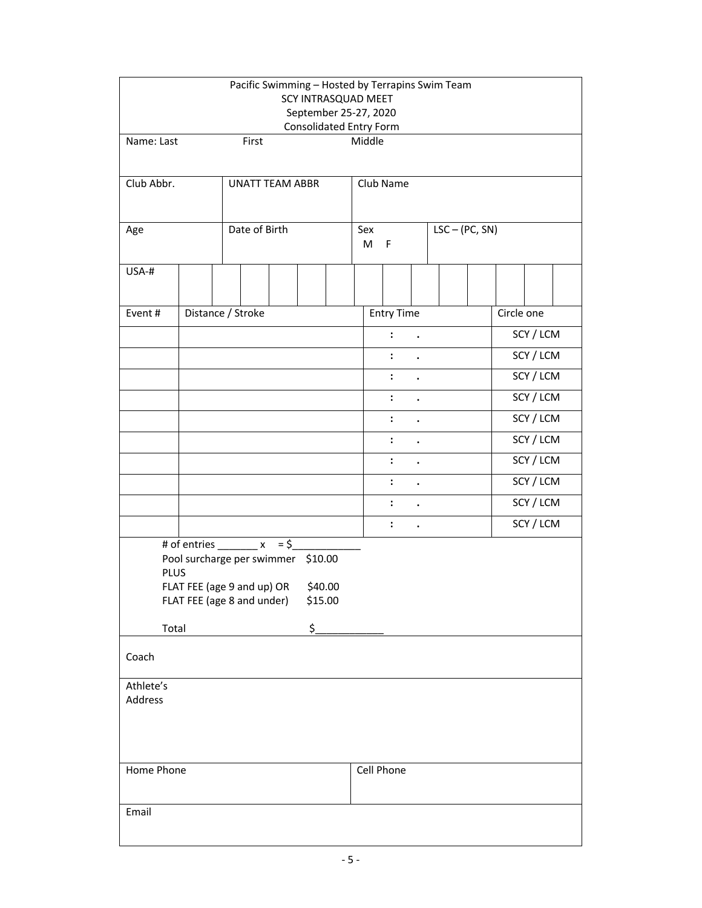Pacific Swimming – Hosted by Terrapins Swim Team
SCY INTRASQUAD MEET
September 25-27, 2020
Consolidated Entry Form

| Name: Last | First | Middle |
|---|---|---|
| | | |

| Club Abbr. | UNATT TEAM ABBR | Club Name |
|---|---|---|
| | | |

| Age | Date of Birth | Sex M F | LSC – (PC, SN) |
|---|---|---|---|
| | | | |

| USA-# | | | | | | | | | | | | | | |
|---|---|---|---|---|---|---|---|---|---|---|---|---|---|---|

| Event # | Distance / Stroke | Entry Time | Circle one |
|---|---|---|---|
| | | : . | SCY / LCM |
| | | : . | SCY / LCM |
| | | : . | SCY / LCM |
| | | : . | SCY / LCM |
| | | : . | SCY / LCM |
| | | : . | SCY / LCM |
| | | : . | SCY / LCM |
| | | : . | SCY / LCM |
| | | : . | SCY / LCM |
| | | : . | SCY / LCM |

# of entries _______ x = $____________
Pool surcharge per swimmer $10.00
PLUS
FLAT FEE (age 9 and up) OR $40.00
FLAT FEE (age 8 and under) $15.00

Total $____________

Coach

Athlete's Address

| Home Phone | Cell Phone |
|---|---|
| | |

Email